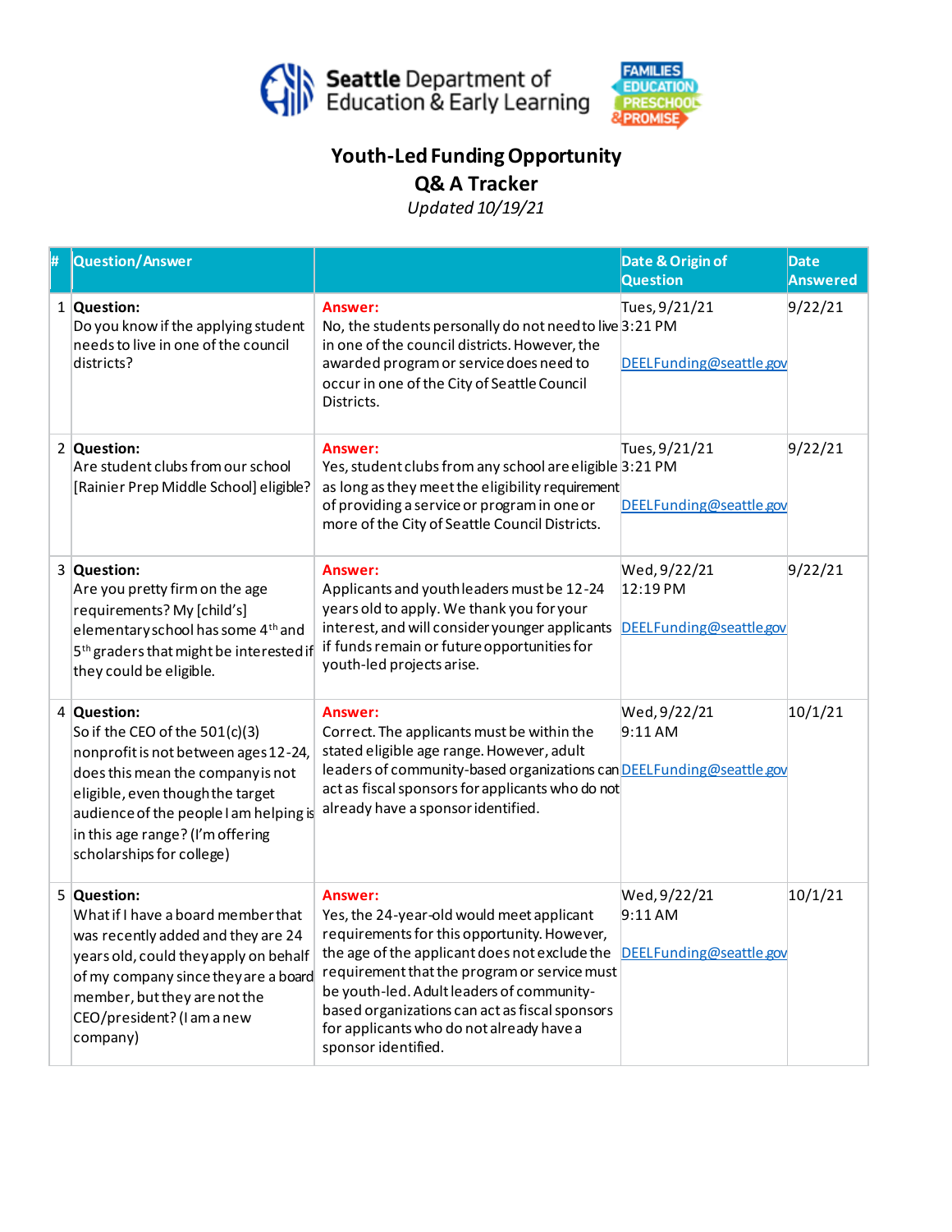Seattle Department of Education & Early Learning

FAMILIES EDUCATION PRESCHOOL & PROMISE

# Youth-Led Funding Opportunity
## Q& A Tracker

*Updated 10/19/21*

| # | Question/Answer | | Date & Origin of Question | Date Answered |
|---|---|---|---|---|
| 1 | **Question:** Do you know if the applying student needs to live in one of the council districts? | **Answer:** No, the students personally do not need to live in one of the council districts. However, the awarded program or service does need to occur in one of the City of Seattle Council Districts. | Tues, 9/21/21 3:21 PM DEELFunding@seattle.gov | 9/22/21 |
| 2 | **Question:** Are student clubs from our school [Rainier Prep Middle School] eligible? | **Answer:** Yes, student clubs from any school are eligible as long as they meet the eligibility requirement of providing a service or program in one or more of the City of Seattle Council Districts. | Tues, 9/21/21 3:21 PM DEELFunding@seattle.gov | 9/22/21 |
| 3 | **Question:** Are you pretty firm on the age requirements? My [child's] elementary school has some 4th and 5th graders that might be interested if they could be eligible. | **Answer:** Applicants and youth leaders must be 12-24 years old to apply. We thank you for your interest, and will consider younger applicants if funds remain or future opportunities for youth-led projects arise. | Wed, 9/22/21 12:19 PM DEELFunding@seattle.gov | 9/22/21 |
| 4 | **Question:** So if the CEO of the 501(c)(3) nonprofit is not between ages 12-24, does this mean the company is not eligible, even though the target audience of the people I am helping is in this age range? (I'm offering scholarships for college) | **Answer:** Correct. The applicants must be within the stated eligible age range. However, adult leaders of community-based organizations can act as fiscal sponsors for applicants who do not already have a sponsor identified. | Wed, 9/22/21 9:11 AM DEELFunding@seattle.gov | 10/1/21 |
| 5 | **Question:** What if I have a board member that was recently added and they are 24 years old, could they apply on behalf of my company since they are a board member, but they are not the CEO/president? (I am a new company) | **Answer:** Yes, the 24-year-old would meet applicant requirements for this opportunity. However, the age of the applicant does not exclude the requirement that the program or service must be youth-led. Adult leaders of community-based organizations can act as fiscal sponsors for applicants who do not already have a sponsor identified. | Wed, 9/22/21 9:11 AM DEELFunding@seattle.gov | 10/1/21 |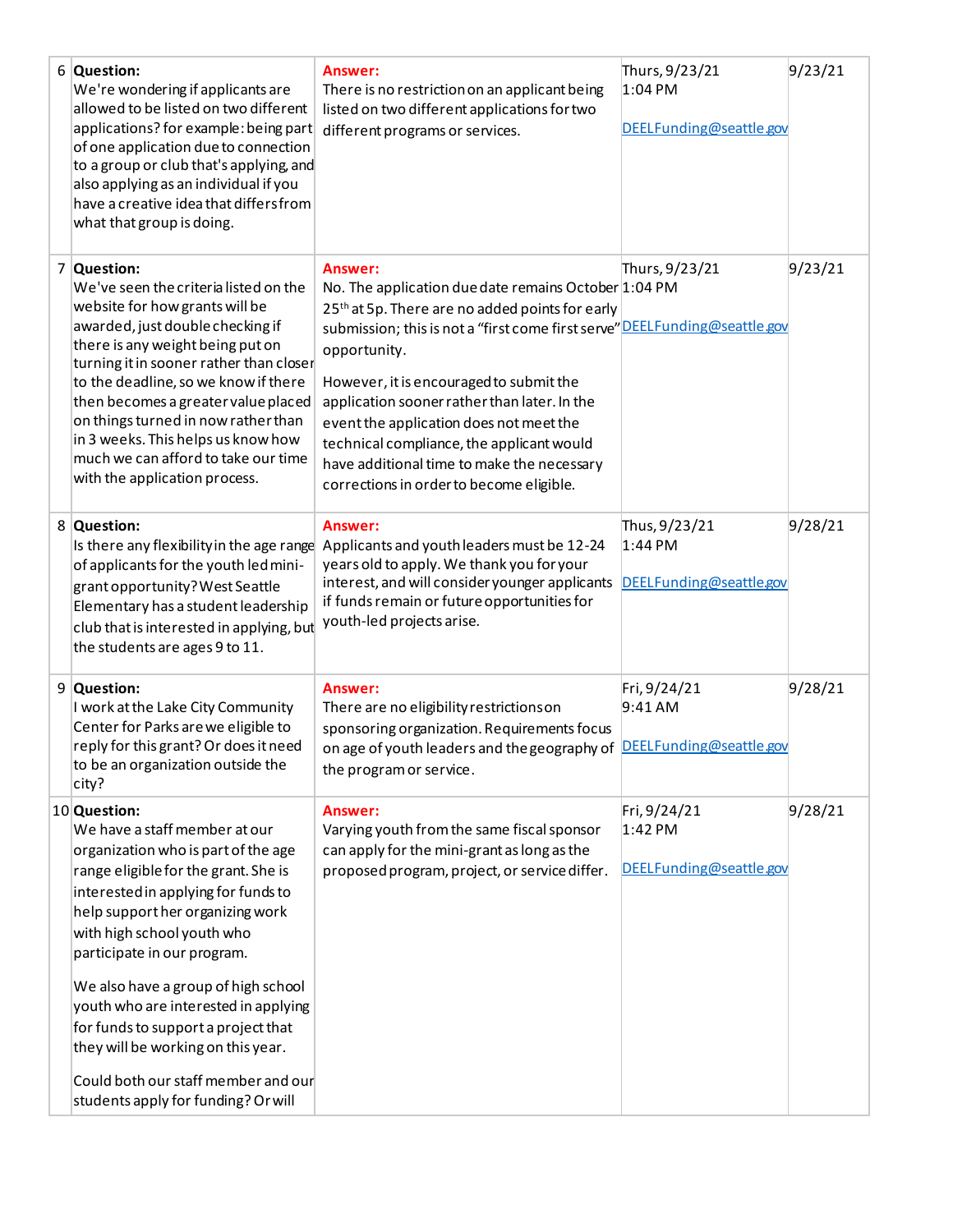| # | Question | Answer | Date Received | Date Answered |
|---|---|---|---|---|
| 6 | **Question:** We're wondering if applicants are allowed to be listed on two different applications? for example: being part of one application due to connection to a group or club that's applying, and also applying as an individual if you have a creative idea that differs from what that group is doing. | **Answer:** There is no restriction on an applicant being listed on two different applications for two different programs or services. | Thurs, 9/23/21 1:04 PM DEELFunding@seattle.gov | 9/23/21 |
| 7 | **Question:** We've seen the criteria listed on the website for how grants will be awarded, just double checking if there is any weight being put on turning it in sooner rather than closer to the deadline, so we know if there then becomes a greater value placed on things turned in now rather than in 3 weeks. This helps us know how much we can afford to take our time with the application process. | **Answer:** No. The application due date remains October 25th at 5p. There are no added points for early submission; this is not a "first come first serve" opportunity.<br><br>However, it is encouraged to submit the application sooner rather than later. In the event the application does not meet the technical compliance, the applicant would have additional time to make the necessary corrections in order to become eligible. | Thurs, 9/23/21 1:04 PM DEELFunding@seattle.gov | 9/23/21 |
| 8 | **Question:** Is there any flexibility in the age range of applicants for the youth led mini-grant opportunity? West Seattle Elementary has a student leadership club that is interested in applying, but the students are ages 9 to 11. | **Answer:** Applicants and youth leaders must be 12-24 years old to apply. We thank you for your interest, and will consider younger applicants if funds remain or future opportunities for youth-led projects arise. | Thus, 9/23/21 1:44 PM DEELFunding@seattle.gov | 9/28/21 |
| 9 | **Question:** I work at the Lake City Community Center for Parks are we eligible to reply for this grant? Or does it need to be an organization outside the city? | **Answer:** There are no eligibility restrictions on sponsoring organization. Requirements focus on age of youth leaders and the geography of the program or service. | Fri, 9/24/21 9:41 AM DEELFunding@seattle.gov | 9/28/21 |
| 10 | **Question:** We have a staff member at our organization who is part of the age range eligible for the grant. She is interested in applying for funds to help support her organizing work with high school youth who participate in our program.<br><br>We also have a group of high school youth who are interested in applying for funds to support a project that they will be working on this year.<br><br>Could both our staff member and our students apply for funding? Or will | **Answer:** Varying youth from the same fiscal sponsor can apply for the mini-grant as long as the proposed program, project, or service differ. | Fri, 9/24/21 1:42 PM DEELFunding@seattle.gov | 9/28/21 |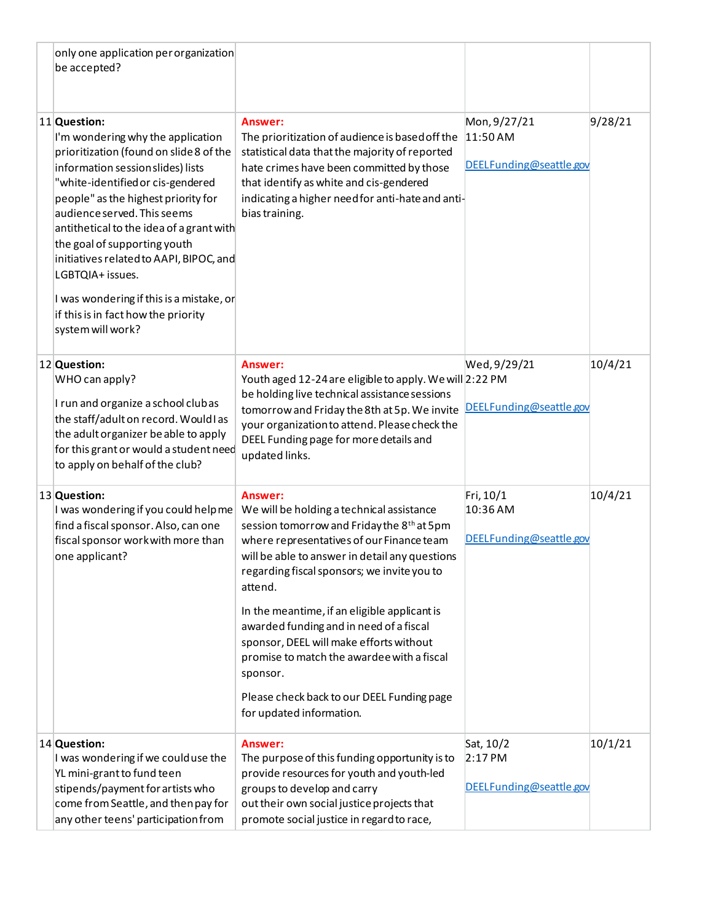| | | | | |
|---|---|---|---|---|
| | only one application per organization be accepted? | | | |
| 11 | **Question:** I'm wondering why the application prioritization (found on slide 8 of the information session slides) lists "white-identified or cis-gendered people" as the highest priority for audience served. This seems antithetical to the idea of a grant with the goal of supporting youth initiatives related to AAPI, BIPOC, and LGBTQIA+ issues.<br><br>I was wondering if this is a mistake, or if this is in fact how the priority system will work? | **Answer:** The prioritization of audience is based off the statistical data that the majority of reported hate crimes have been committed by those that identify as white and cis-gendered indicating a higher need for anti-hate and anti-bias training. | Mon, 9/27/21 11:50 AM<br><br>DEELFunding@seattle.gov | 9/28/21 |
| 12 | **Question:** WHO can apply?<br><br>I run and organize a school club as the staff/adult on record. Would I as the adult organizer be able to apply for this grant or would a student need to apply on behalf of the club? | **Answer:** Youth aged 12-24 are eligible to apply. We will be holding live technical assistance sessions tomorrow and Friday the 8th at 5p. We invite your organization to attend. Please check the DEEL Funding page for more details and updated links. | Wed, 9/29/21 2:22 PM<br><br>DEELFunding@seattle.gov | 10/4/21 |
| 13 | **Question:** I was wondering if you could help me find a fiscal sponsor. Also, can one fiscal sponsor work with more than one applicant? | **Answer:** We will be holding a technical assistance session tomorrow and Friday the 8th at 5pm where representatives of our Finance team will be able to answer in detail any questions regarding fiscal sponsors; we invite you to attend.<br><br>In the meantime, if an eligible applicant is awarded funding and in need of a fiscal sponsor, DEEL will make efforts without promise to match the awardee with a fiscal sponsor.<br><br>Please check back to our DEEL Funding page for updated information. | Fri, 10/1 10:36 AM<br><br>DEELFunding@seattle.gov | 10/4/21 |
| 14 | **Question:** I was wondering if we could use the YL mini-grant to fund teen stipends/payment for artists who come from Seattle, and then pay for any other teens' participation from | **Answer:** The purpose of this funding opportunity is to provide resources for youth and youth-led groups to develop and carry out their own social justice projects that promote social justice in regard to race, | Sat, 10/2 2:17 PM<br><br>DEELFunding@seattle.gov | 10/1/21 |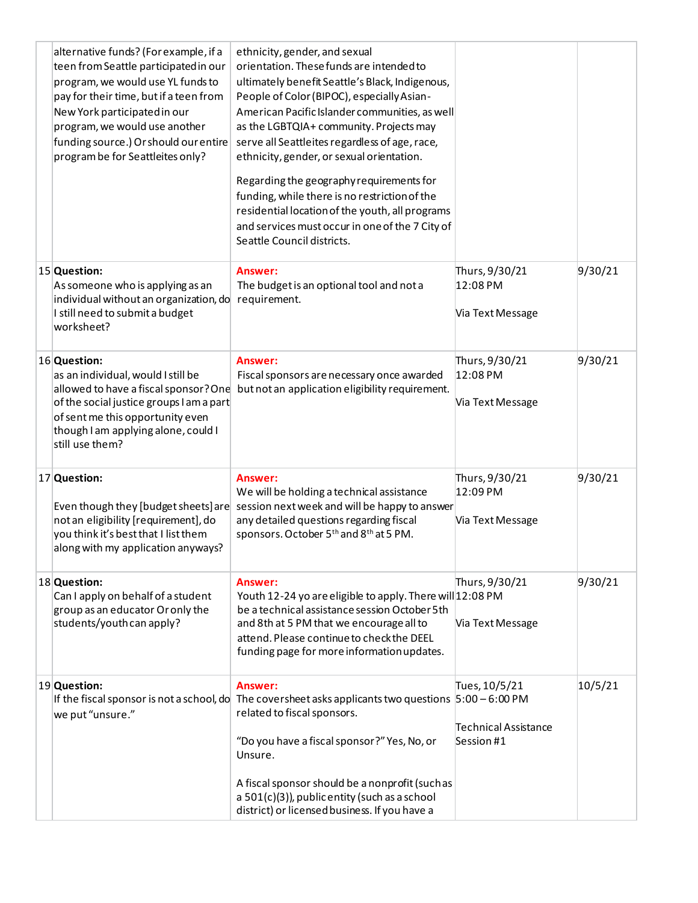| | | | | |
|---|---|---|---|---|
| | alternative funds? (For example, if a teen from Seattle participated in our program, we would use YL funds to pay for their time, but if a teen from New York participated in our program, we would use another funding source.) Or should our entire program be for Seattleites only? | ethnicity, gender, and sexual orientation. These funds are intended to ultimately benefit Seattle's Black, Indigenous, People of Color (BIPOC), especially Asian-American Pacific Islander communities, as well as the LGBTQIA+ community. Projects may serve all Seattleites regardless of age, race, ethnicity, gender, or sexual orientation.<br><br>Regarding the geography requirements for funding, while there is no restriction of the residential location of the youth, all programs and services must occur in one of the 7 City of Seattle Council districts. | | |
| 15 | **Question:**<br>As someone who is applying as an individual without an organization, do I still need to submit a budget worksheet? | **Answer:**<br>The budget is an optional tool and not a requirement. | Thurs, 9/30/21<br>12:08 PM<br><br>Via Text Message | 9/30/21 |
| 16 | **Question:**<br>as an individual, would I still be allowed to have a fiscal sponsor? One of the social justice groups I am a part of sent me this opportunity even though I am applying alone, could I still use them? | **Answer:**<br>Fiscal sponsors are necessary once awarded but not an application eligibility requirement. | Thurs, 9/30/21<br>12:08 PM<br><br>Via Text Message | 9/30/21 |
| 17 | **Question:**<br><br>Even though they [budget sheets] are not an eligibility [requirement], do you think it's best that I list them along with my application anyways? | **Answer:**<br>We will be holding a technical assistance session next week and will be happy to answer any detailed questions regarding fiscal sponsors. October 5th and 8th at 5 PM. | Thurs, 9/30/21<br>12:09 PM<br><br>Via Text Message | 9/30/21 |
| 18 | **Question:**<br>Can I apply on behalf of a student group as an educator Or only the students/youth can apply? | **Answer:**<br>Youth 12-24 yo are eligible to apply. There will be a technical assistance session October 5th and 8th at 5 PM that we encourage all to attend. Please continue to check the DEEL funding page for more information updates. | Thurs, 9/30/21<br>12:08 PM<br><br>Via Text Message | 9/30/21 |
| 19 | **Question:**<br>If the fiscal sponsor is not a school, do we put "unsure." | **Answer:**<br>The coversheet asks applicants two questions related to fiscal sponsors.<br><br>"Do you have a fiscal sponsor?" Yes, No, or Unsure.<br><br>A fiscal sponsor should be a nonprofit (such as a 501(c)(3)), public entity (such as a school district) or licensed business. If you have a | Tues, 10/5/21<br>5:00 – 6:00 PM<br><br>Technical Assistance Session #1 | 10/5/21 |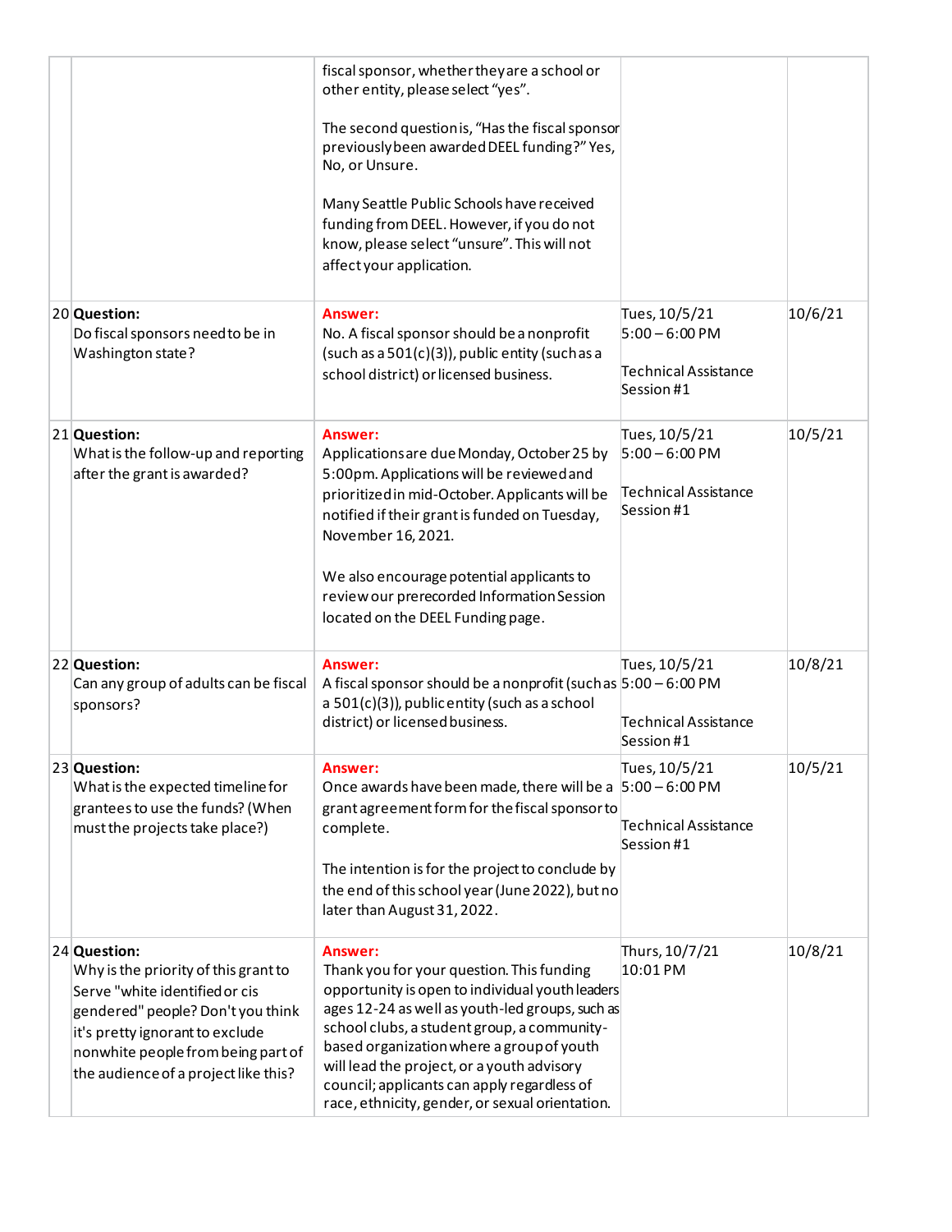| | | | | |
|---|---|---|---|---|
| | | fiscal sponsor, whether they are a school or other entity, please select "yes".<br><br>The second question is, "Has the fiscal sponsor previously been awarded DEEL funding?" Yes, No, or Unsure.<br><br>Many Seattle Public Schools have received funding from DEEL. However, if you do not know, please select "unsure". This will not affect your application. | | |
| 20 | **Question:**<br>Do fiscal sponsors need to be in Washington state? | **Answer:**<br>No. A fiscal sponsor should be a nonprofit (such as a 501(c)(3)), public entity (such as a school district) or licensed business. | Tues, 10/5/21<br>5:00 – 6:00 PM<br><br>Technical Assistance Session #1 | 10/6/21 |
| 21 | **Question:**<br>What is the follow-up and reporting after the grant is awarded? | **Answer:**<br>Applications are due Monday, October 25 by 5:00pm. Applications will be reviewed and prioritized in mid-October. Applicants will be notified if their grant is funded on Tuesday, November 16, 2021.<br><br>We also encourage potential applicants to review our prerecorded Information Session located on the DEEL Funding page. | Tues, 10/5/21<br>5:00 – 6:00 PM<br><br>Technical Assistance Session #1 | 10/5/21 |
| 22 | **Question:**<br>Can any group of adults can be fiscal sponsors? | **Answer:**<br>A fiscal sponsor should be a nonprofit (such as a 501(c)(3)), public entity (such as a school district) or licensed business. | Tues, 10/5/21<br>5:00 – 6:00 PM<br><br>Technical Assistance Session #1 | 10/8/21 |
| 23 | **Question:**<br>What is the expected timeline for grantees to use the funds? (When must the projects take place?) | **Answer:**<br>Once awards have been made, there will be a grant agreement form for the fiscal sponsor to complete.<br><br>The intention is for the project to conclude by the end of this school year (June 2022), but no later than August 31, 2022. | Tues, 10/5/21<br>5:00 – 6:00 PM<br><br>Technical Assistance Session #1 | 10/5/21 |
| 24 | **Question:**<br>Why is the priority of this grant to Serve "white identified or cis gendered" people? Don't you think it's pretty ignorant to exclude nonwhite people from being part of the audience of a project like this? | **Answer:**<br>Thank you for your question. This funding opportunity is open to individual youth leaders ages 12-24 as well as youth-led groups, such as school clubs, a student group, a community-based organization where a group of youth will lead the project, or a youth advisory council; applicants can apply regardless of race, ethnicity, gender, or sexual orientation. | Thurs, 10/7/21<br>10:01 PM | 10/8/21 |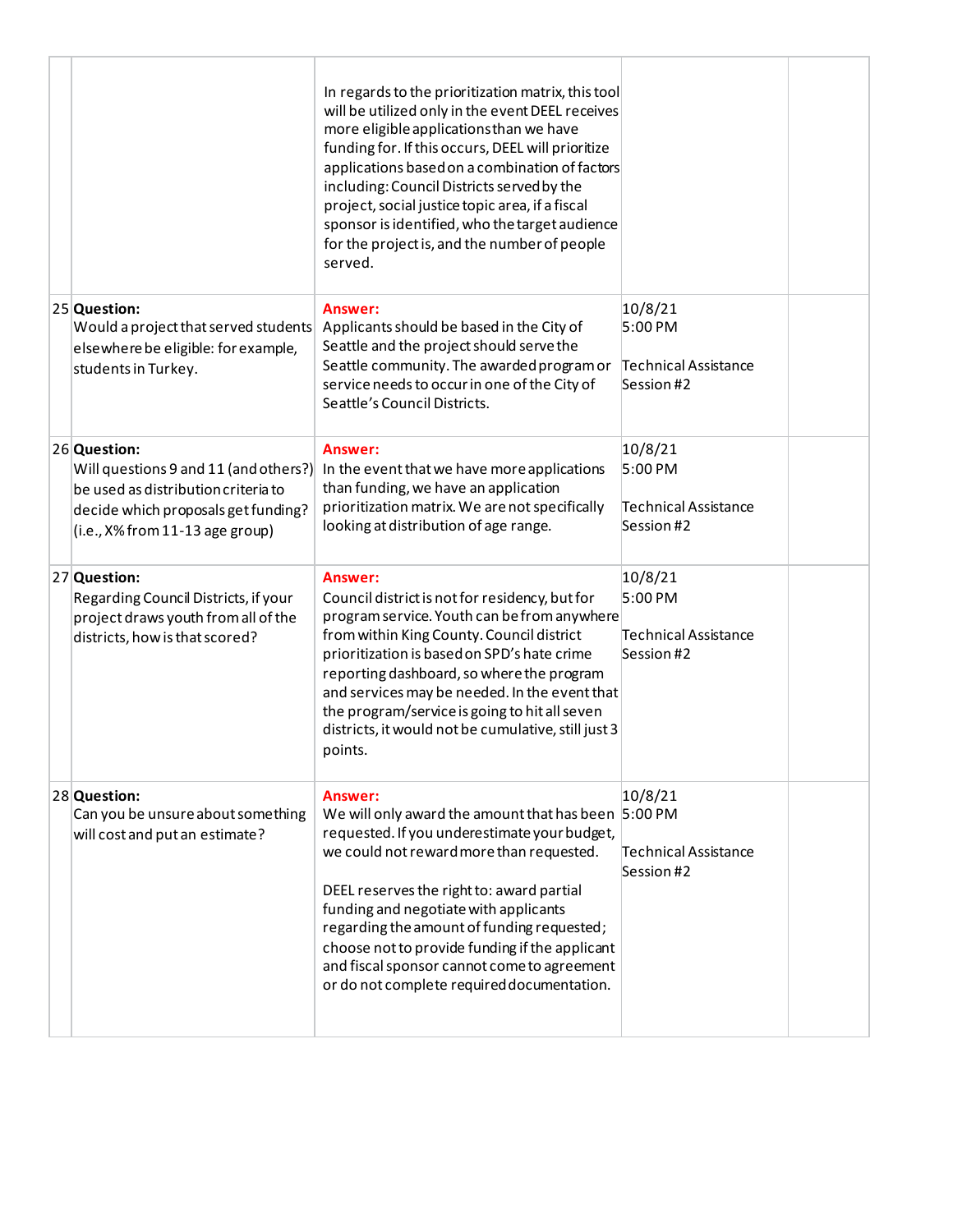| | | | | |
|---|---|---|---|---|
| | | In regards to the prioritization matrix, this tool will be utilized only in the event DEEL receives more eligible applications than we have funding for. If this occurs, DEEL will prioritize applications based on a combination of factors including: Council Districts served by the project, social justice topic area, if a fiscal sponsor is identified, who the target audience for the project is, and the number of people served. | | |
| 25 | **Question:** Would a project that served students elsewhere be eligible: for example, students in Turkey. | **Answer:** Applicants should be based in the City of Seattle and the project should serve the Seattle community. The awarded program or service needs to occur in one of the City of Seattle's Council Districts. | 10/8/21 5:00 PM<br><br>Technical Assistance Session #2 | |
| 26 | **Question:** Will questions 9 and 11 (and others?) be used as distribution criteria to decide which proposals get funding? (i.e., X% from 11-13 age group) | **Answer:** In the event that we have more applications than funding, we have an application prioritization matrix. We are not specifically looking at distribution of age range. | 10/8/21 5:00 PM<br><br>Technical Assistance Session #2 | |
| 27 | **Question:** Regarding Council Districts, if your project draws youth from all of the districts, how is that scored? | **Answer:** Council district is not for residency, but for program service. Youth can be from anywhere from within King County. Council district prioritization is based on SPD's hate crime reporting dashboard, so where the program and services may be needed. In the event that the program/service is going to hit all seven districts, it would not be cumulative, still just 3 points. | 10/8/21 5:00 PM<br><br>Technical Assistance Session #2 | |
| 28 | **Question:** Can you be unsure about something will cost and put an estimate? | **Answer:** We will only award the amount that has been requested. If you underestimate your budget, we could not reward more than requested.<br><br>DEEL reserves the right to: award partial funding and negotiate with applicants regarding the amount of funding requested; choose not to provide funding if the applicant and fiscal sponsor cannot come to agreement or do not complete required documentation. | 10/8/21 5:00 PM<br><br>Technical Assistance Session #2 | |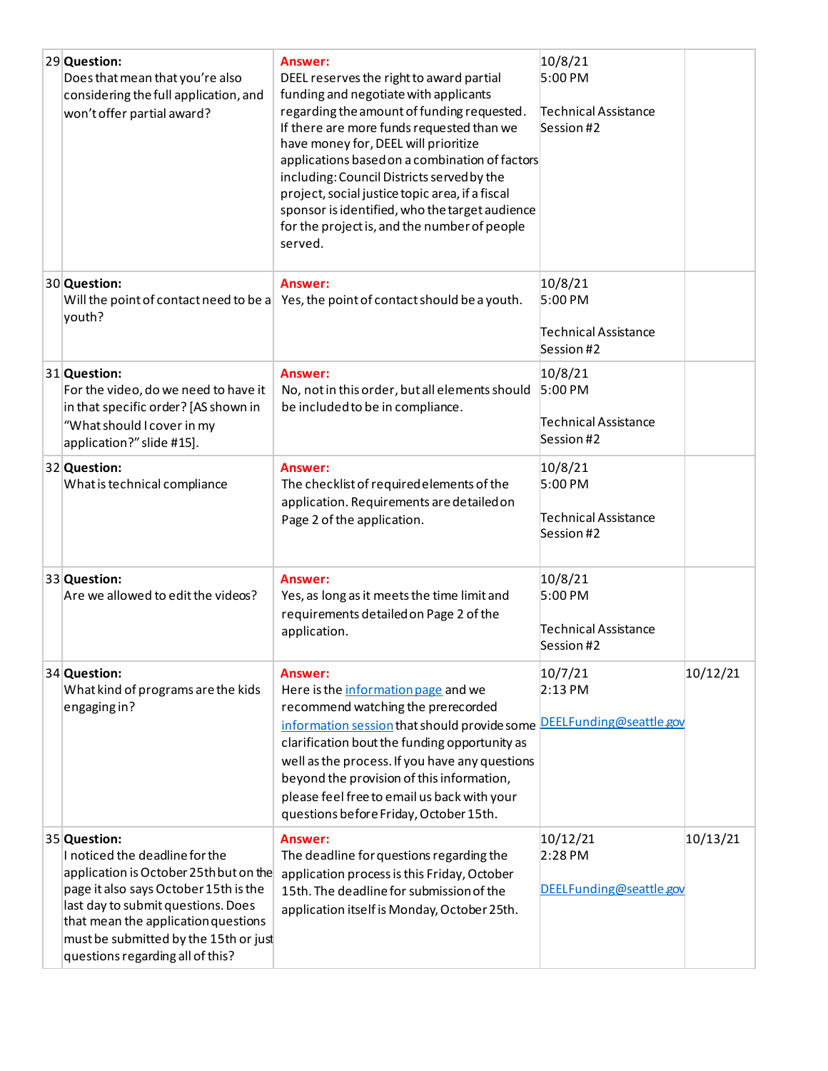| | | | | |
|---|---|---|---|---|
| 29 | **Question:** Does that mean that you're also considering the full application, and won't offer partial award? | **Answer:** DEEL reserves the right to award partial funding and negotiate with applicants regarding the amount of funding requested. If there are more funds requested than we have money for, DEEL will prioritize applications based on a combination of factors including: Council Districts served by the project, social justice topic area, if a fiscal sponsor is identified, who the target audience for the project is, and the number of people served. | 10/8/21 5:00 PM<br><br>Technical Assistance Session #2 | |
| 30 | **Question:** Will the point of contact need to be a youth? | **Answer:** Yes, the point of contact should be a youth. | 10/8/21 5:00 PM<br><br>Technical Assistance Session #2 | |
| 31 | **Question:** For the video, do we need to have it in that specific order? [AS shown in "What should I cover in my application?" slide #15]. | **Answer:** No, not in this order, but all elements should be included to be in compliance. | 10/8/21 5:00 PM<br><br>Technical Assistance Session #2 | |
| 32 | **Question:** What is technical compliance | **Answer:** The checklist of required elements of the application. Requirements are detailed on Page 2 of the application. | 10/8/21 5:00 PM<br><br>Technical Assistance Session #2 | |
| 33 | **Question:** Are we allowed to edit the videos? | **Answer:** Yes, as long as it meets the time limit and requirements detailed on Page 2 of the application. | 10/8/21 5:00 PM<br><br>Technical Assistance Session #2 | |
| 34 | **Question:** What kind of programs are the kids engaging in? | **Answer:** Here is the information page and we recommend watching the prerecorded information session that should provide some clarification bout the funding opportunity as well as the process. If you have any questions beyond the provision of this information, please feel free to email us back with your questions before Friday, October 15th. | 10/7/21 2:13 PM<br><br>DEELFunding@seattle.gov | 10/12/21 |
| 35 | **Question:** I noticed the deadline for the application is October 25th but on the page it also says October 15th is the last day to submit questions. Does that mean the application questions must be submitted by the 15th or just questions regarding all of this? | **Answer:** The deadline for questions regarding the application process is this Friday, October 15th. The deadline for submission of the application itself is Monday, October 25th. | 10/12/21 2:28 PM<br><br>DEELFunding@seattle.gov | 10/13/21 |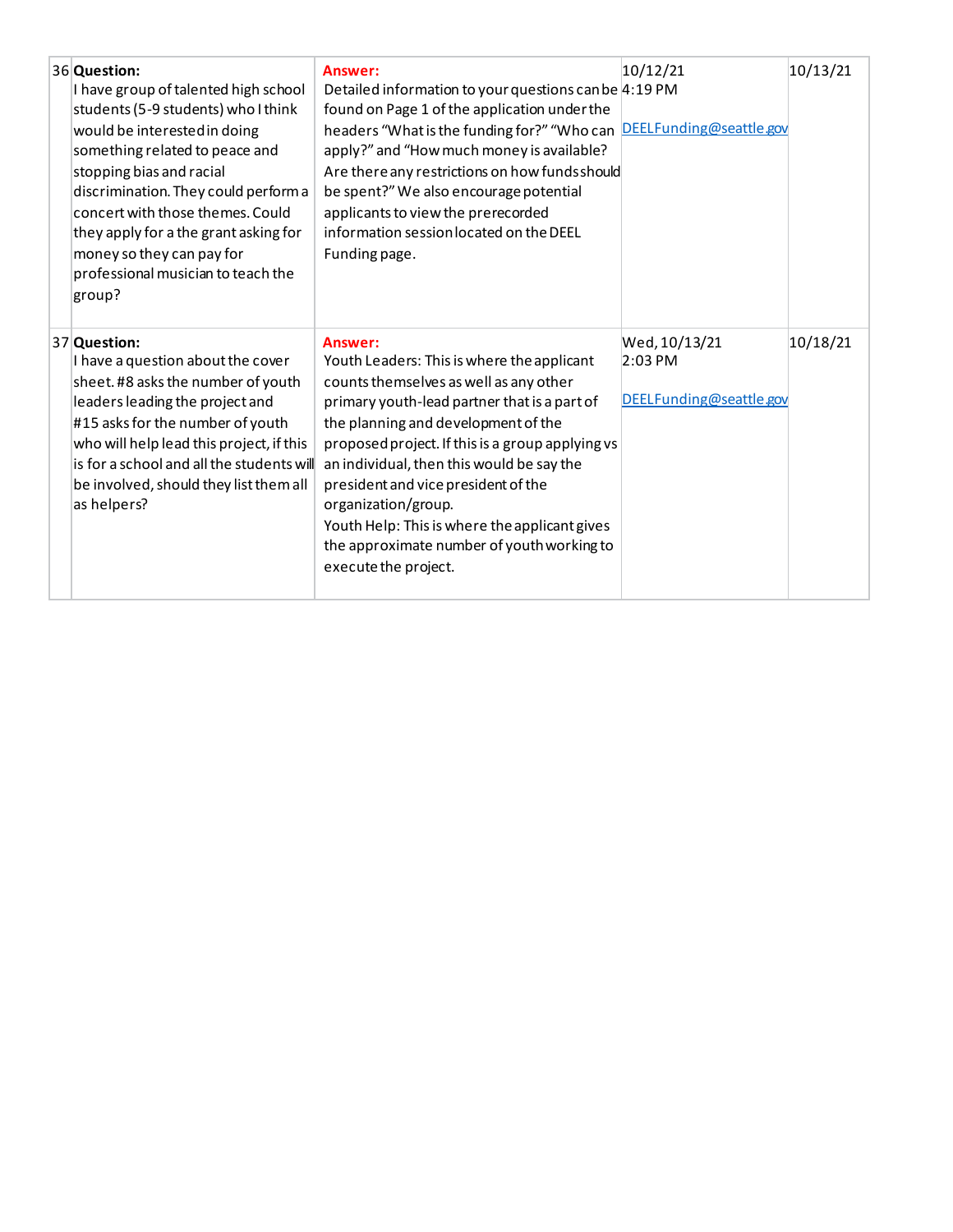| | | | | |
|---|---|---|---|---|
| 36 | **Question:** I have group of talented high school students (5-9 students) who I think would be interested in doing something related to peace and stopping bias and racial discrimination. They could perform a concert with those themes. Could they apply for a the grant asking for money so they can pay for professional musician to teach the group? | **Answer:** Detailed information to your questions can be found on Page 1 of the application under the headers "What is the funding for?" "Who can apply?" and "How much money is available? Are there any restrictions on how funds should be spent?" We also encourage potential applicants to view the prerecorded information session located on the DEEL Funding page. | 10/12/21 4:19 PM DEELFunding@seattle.gov | 10/13/21 |
| 37 | **Question:** I have a question about the cover sheet. #8 asks the number of youth leaders leading the project and #15 asks for the number of youth who will help lead this project, if this is for a school and all the students will be involved, should they list them all as helpers? | **Answer:** Youth Leaders: This is where the applicant counts themselves as well as any other primary youth-lead partner that is a part of the planning and development of the proposed project. If this is a group applying vs an individual, then this would be say the president and vice president of the organization/group. Youth Help: This is where the applicant gives the approximate number of youth working to execute the project. | Wed, 10/13/21 2:03 PM DEELFunding@seattle.gov | 10/18/21 |